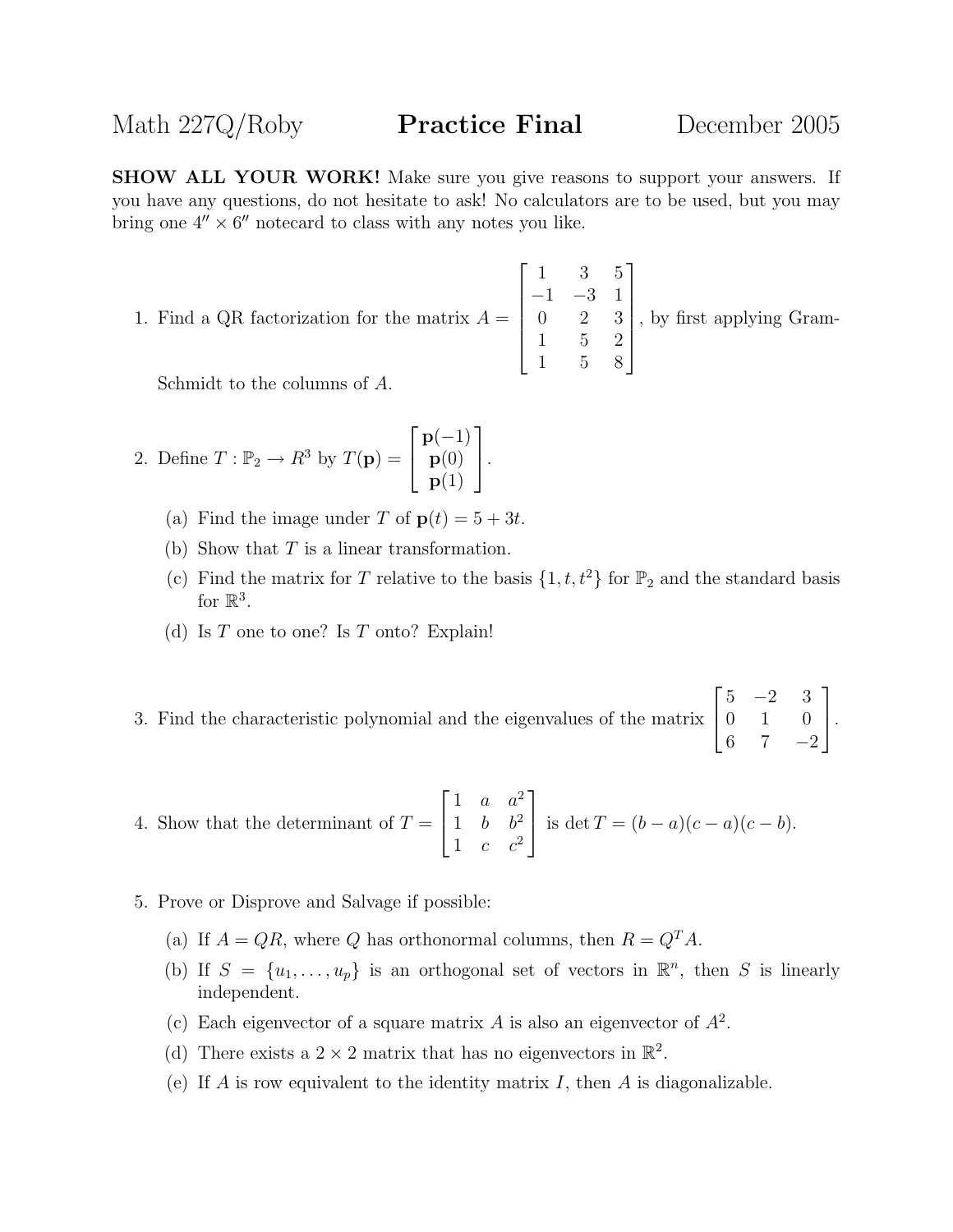Math 227Q/Roby **Practice Final** December 2005

**SHOW ALL YOUR WORK!** Make sure you give reasons to support your answers. If you have any questions, do not hesitate to ask! No calculators are to be used, but you may bring one $4'' \times 6''$ notecard to class with any notes you like.

1. Find a QR factorization for the matrix $A = \begin{bmatrix} 1 & 3 & 5 \\ -1 & -3 & 1 \\ 0 & 2 & 3 \\ 1 & 5 & 2 \\ 1 & 5 & 8 \end{bmatrix}$, by first applying Gram-Schmidt to the columns of $A$.

2. Define $T : \mathbb{P}_2 \to R^3$ by $T(\mathbf{p}) = \begin{bmatrix} \mathbf{p}(-1) \\ \mathbf{p}(0) \\ \mathbf{p}(1) \end{bmatrix}$.

   (a) Find the image under $T$ of $\mathbf{p}(t) = 5 + 3t$.

   (b) Show that $T$ is a linear transformation.

   (c) Find the matrix for $T$ relative to the basis $\{1, t, t^2\}$ for $\mathbb{P}_2$ and the standard basis for $\mathbb{R}^3$.

   (d) Is $T$ one to one? Is $T$ onto? Explain!

3. Find the characteristic polynomial and the eigenvalues of the matrix $\begin{bmatrix} 5 & -2 & 3 \\ 0 & 1 & 0 \\ 6 & 7 & -2 \end{bmatrix}$.

4. Show that the determinant of $T = \begin{bmatrix} 1 & a & a^2 \\ 1 & b & b^2 \\ 1 & c & c^2 \end{bmatrix}$ is $\det T = (b-a)(c-a)(c-b)$.

5. Prove or Disprove and Salvage if possible:

   (a) If $A = QR$, where $Q$ has orthonormal columns, then $R = Q^T A$.

   (b) If $S = \{u_1, \ldots, u_p\}$ is an orthogonal set of vectors in $\mathbb{R}^n$, then $S$ is linearly independent.

   (c) Each eigenvector of a square matrix $A$ is also an eigenvector of $A^2$.

   (d) There exists a $2 \times 2$ matrix that has no eigenvectors in $\mathbb{R}^2$.

   (e) If $A$ is row equivalent to the identity matrix $I$, then $A$ is diagonalizable.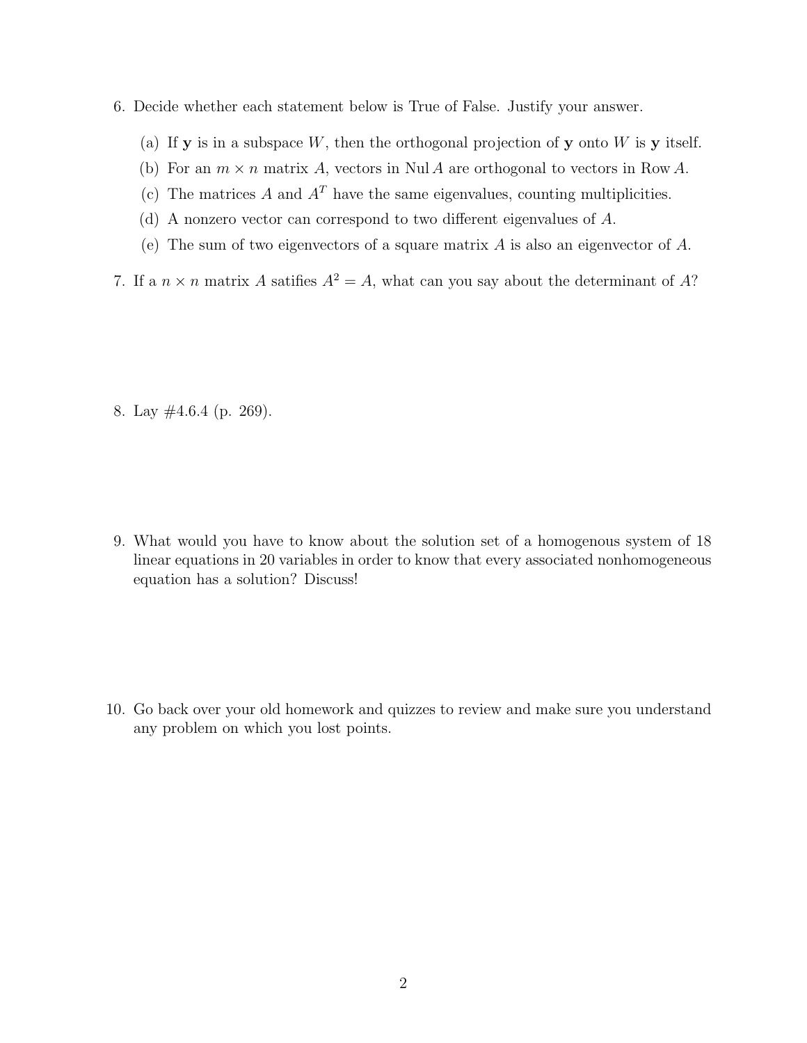6. Decide whether each statement below is True of False. Justify your answer.

   (a) If $\mathbf{y}$ is in a subspace $W$, then the orthogonal projection of $\mathbf{y}$ onto $W$ is $\mathbf{y}$ itself.

   (b) For an $m \times n$ matrix $A$, vectors in $\operatorname{Nul} A$ are orthogonal to vectors in $\operatorname{Row} A$.

   (c) The matrices $A$ and $A^T$ have the same eigenvalues, counting multiplicities.

   (d) A nonzero vector can correspond to two different eigenvalues of $A$.

   (e) The sum of two eigenvectors of a square matrix $A$ is also an eigenvector of $A$.

7. If a $n \times n$ matrix $A$ satifies $A^2 = A$, what can you say about the determinant of $A$?

8. Lay #4.6.4 (p. 269).

9. What would you have to know about the solution set of a homogenous system of 18 linear equations in 20 variables in order to know that every associated nonhomogeneous equation has a solution? Discuss!

10. Go back over your old homework and quizzes to review and make sure you understand any problem on which you lost points.